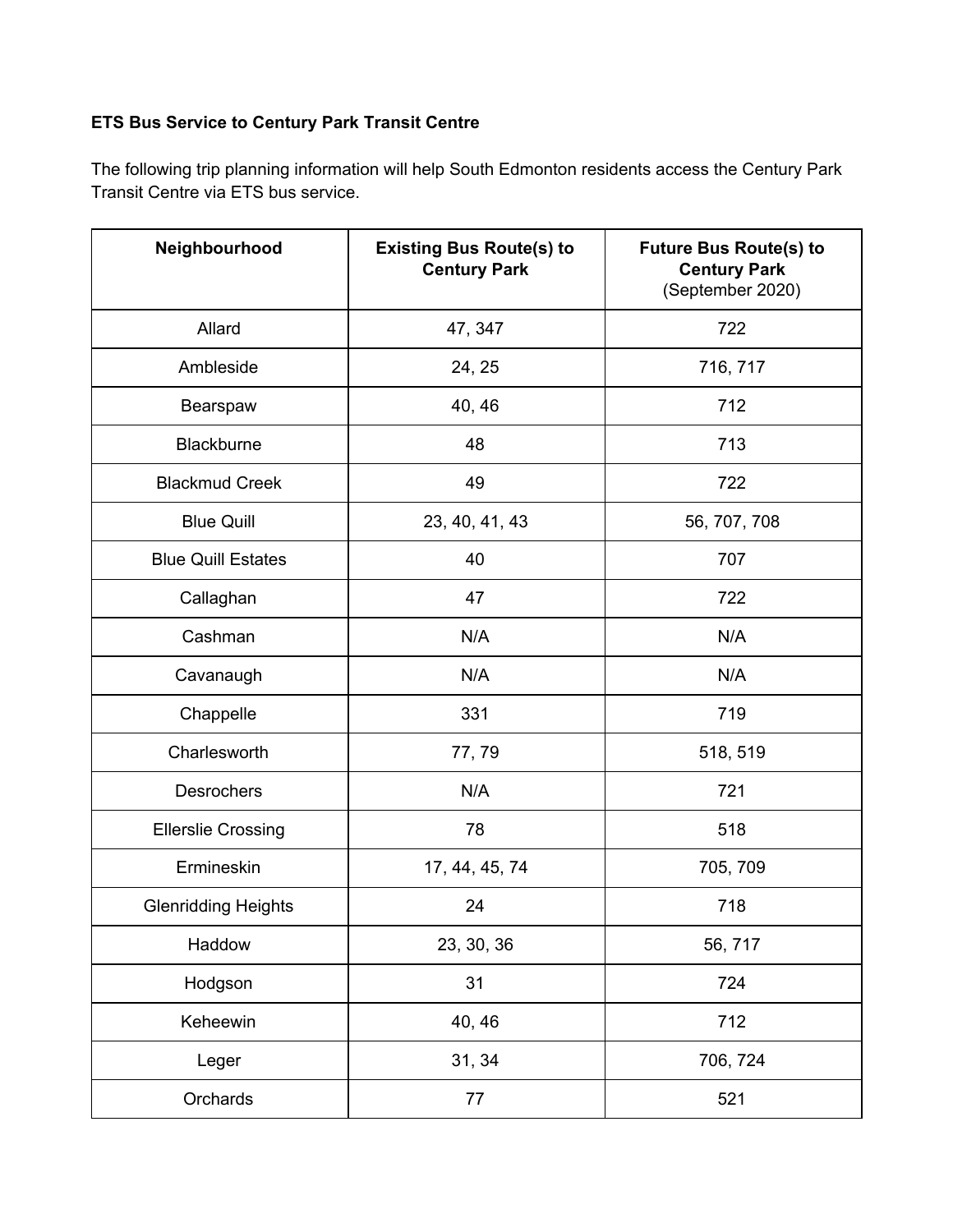**ETS Bus Service to Century Park Transit Centre**

The following trip planning information will help South Edmonton residents access the Century Park Transit Centre via ETS bus service.

| Neighbourhood | Existing Bus Route(s) to Century Park | Future Bus Route(s) to Century Park (September 2020) |
|---|---|---|
| Allard | 47, 347 | 722 |
| Ambleside | 24, 25 | 716, 717 |
| Bearspaw | 40, 46 | 712 |
| Blackburne | 48 | 713 |
| Blackmud Creek | 49 | 722 |
| Blue Quill | 23, 40, 41, 43 | 56, 707, 708 |
| Blue Quill Estates | 40 | 707 |
| Callaghan | 47 | 722 |
| Cashman | N/A | N/A |
| Cavanaugh | N/A | N/A |
| Chappelle | 331 | 719 |
| Charlesworth | 77, 79 | 518, 519 |
| Desrochers | N/A | 721 |
| Ellerslie Crossing | 78 | 518 |
| Ermineskin | 17, 44, 45, 74 | 705, 709 |
| Glenridding Heights | 24 | 718 |
| Haddow | 23, 30, 36 | 56, 717 |
| Hodgson | 31 | 724 |
| Keheewin | 40, 46 | 712 |
| Leger | 31, 34 | 706, 724 |
| Orchards | 77 | 521 |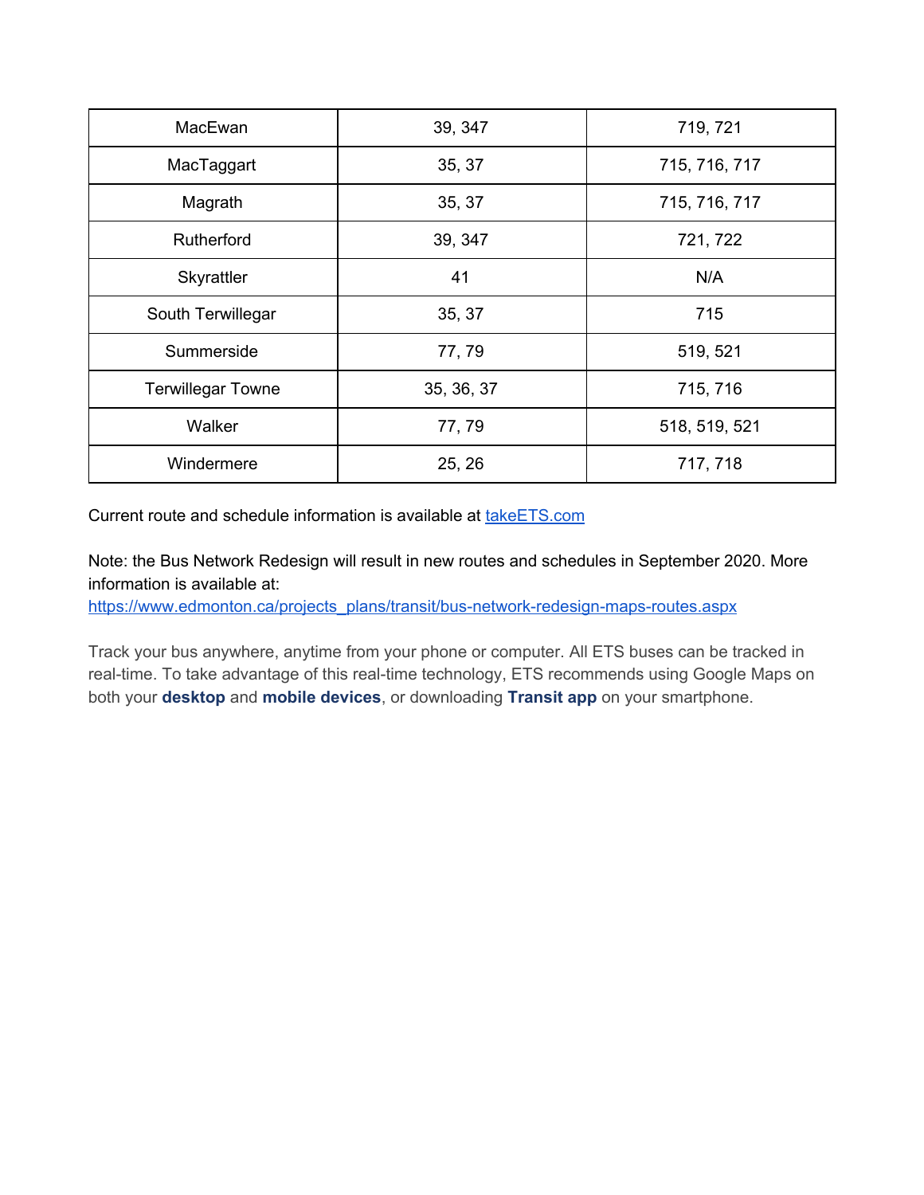| | | |
|---|---|---|
| MacEwan | 39, 347 | 719, 721 |
| MacTaggart | 35, 37 | 715, 716, 717 |
| Magrath | 35, 37 | 715, 716, 717 |
| Rutherford | 39, 347 | 721, 722 |
| Skyrattler | 41 | N/A |
| South Terwillegar | 35, 37 | 715 |
| Summerside | 77, 79 | 519, 521 |
| Terwillegar Towne | 35, 36, 37 | 715, 716 |
| Walker | 77, 79 | 518, 519, 521 |
| Windermere | 25, 26 | 717, 718 |

Current route and schedule information is available at [takeETS.com](takeETS.com)

Note: the Bus Network Redesign will result in new routes and schedules in September 2020. More information is available at:
[https://www.edmonton.ca/projects_plans/transit/bus-network-redesign-maps-routes.aspx](https://www.edmonton.ca/projects_plans/transit/bus-network-redesign-maps-routes.aspx)

Track your bus anywhere, anytime from your phone or computer. All ETS buses can be tracked in real-time. To take advantage of this real-time technology, ETS recommends using Google Maps on both your **desktop** and **mobile devices**, or downloading **Transit app** on your smartphone.